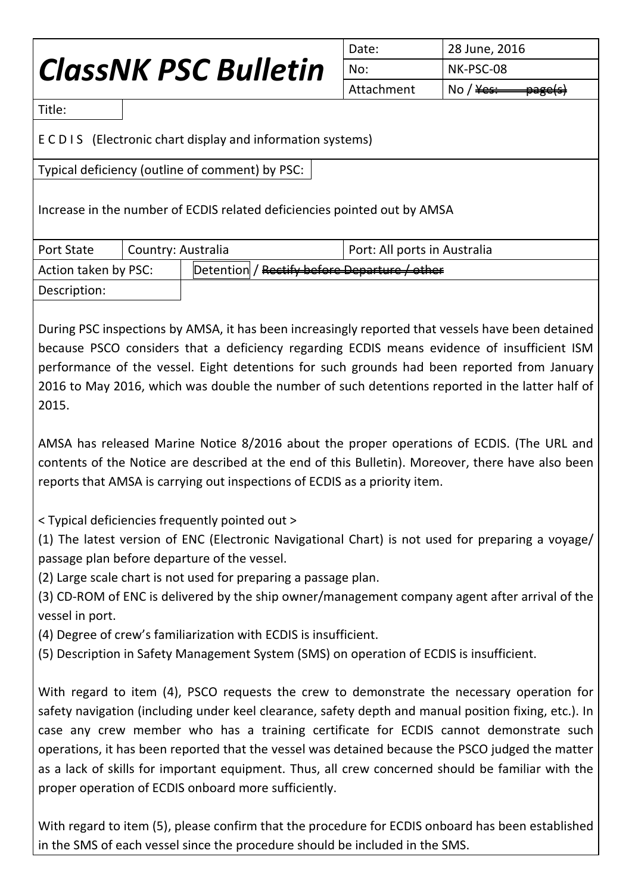# *ClassNK PSC Bulletin*

| Date: | 28 June, 2016 |
|---|---|
| No: | NK-PSC-08 |
| Attachment | No / ~~Yes: page(s)~~ |

**Title:**

E C D I S (Electronic chart display and information systems)

**Typical deficiency (outline of comment) by PSC:**

Increase in the number of ECDIS related deficiencies pointed out by AMSA

| Port State | Country: Australia | Port: All ports in Australia |
|---|---|---|
| Action taken by PSC: | Detention / ~~Rectify before Departure / other~~ | |

**Description:**

During PSC inspections by AMSA, it has been increasingly reported that vessels have been detained because PSCO considers that a deficiency regarding ECDIS means evidence of insufficient ISM performance of the vessel. Eight detentions for such grounds had been reported from January 2016 to May 2016, which was double the number of such detentions reported in the latter half of 2015.

AMSA has released Marine Notice 8/2016 about the proper operations of ECDIS. (The URL and contents of the Notice are described at the end of this Bulletin). Moreover, there have also been reports that AMSA is carrying out inspections of ECDIS as a priority item.

< Typical deficiencies frequently pointed out >

(1) The latest version of ENC (Electronic Navigational Chart) is not used for preparing a voyage/ passage plan before departure of the vessel.
(2) Large scale chart is not used for preparing a passage plan.
(3) CD-ROM of ENC is delivered by the ship owner/management company agent after arrival of the vessel in port.
(4) Degree of crew's familiarization with ECDIS is insufficient.
(5) Description in Safety Management System (SMS) on operation of ECDIS is insufficient.

With regard to item (4), PSCO requests the crew to demonstrate the necessary operation for safety navigation (including under keel clearance, safety depth and manual position fixing, etc.). In case any crew member who has a training certificate for ECDIS cannot demonstrate such operations, it has been reported that the vessel was detained because the PSCO judged the matter as a lack of skills for important equipment. Thus, all crew concerned should be familiar with the proper operation of ECDIS onboard more sufficiently.

With regard to item (5), please confirm that the procedure for ECDIS onboard has been established in the SMS of each vessel since the procedure should be included in the SMS.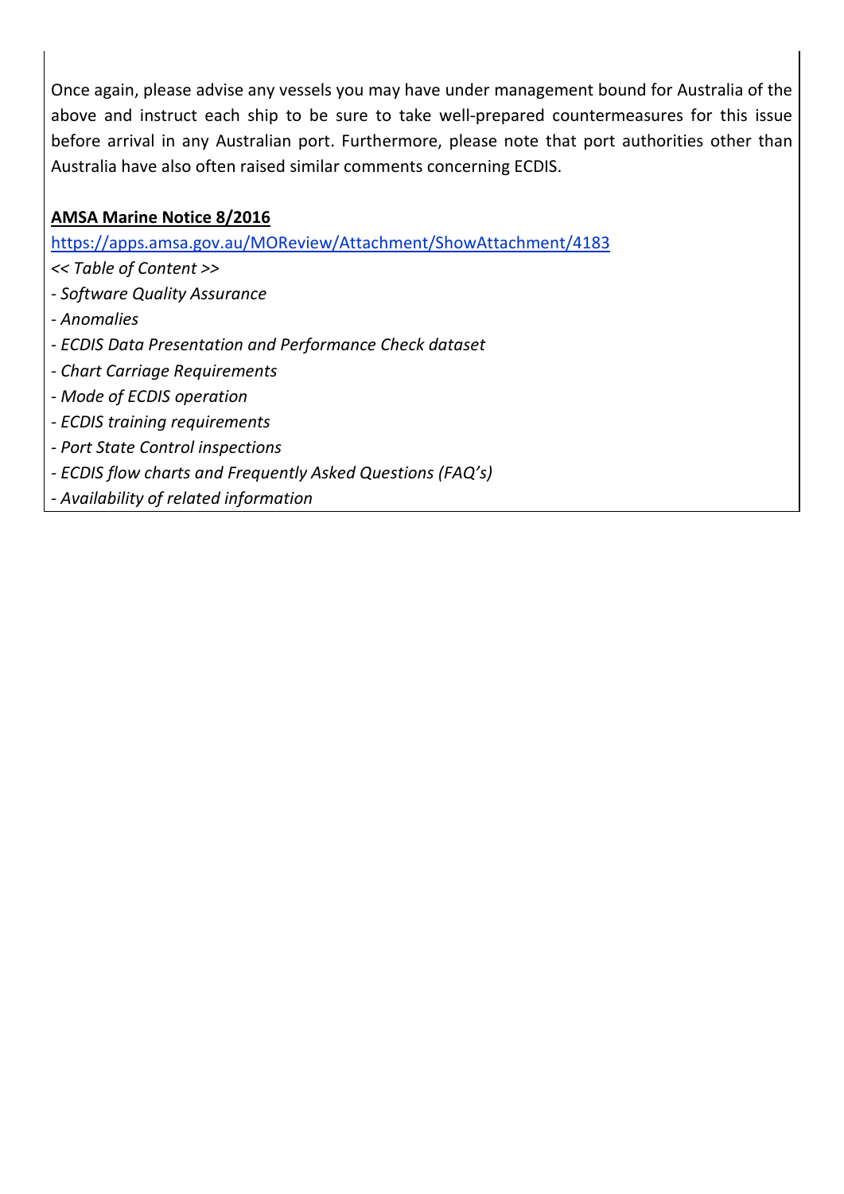Once again, please advise any vessels you may have under management bound for Australia of the above and instruct each ship to be sure to take well-prepared countermeasures for this issue before arrival in any Australian port. Furthermore, please note that port authorities other than Australia have also often raised similar comments concerning ECDIS.

**AMSA Marine Notice 8/2016**

https://apps.amsa.gov.au/MOReview/Attachment/ShowAttachment/4183

*<< Table of Content >>*

- *Software Quality Assurance*
- *Anomalies*
- *ECDIS Data Presentation and Performance Check dataset*
- *Chart Carriage Requirements*
- *Mode of ECDIS operation*
- *ECDIS training requirements*
- *Port State Control inspections*
- *ECDIS flow charts and Frequently Asked Questions (FAQ's)*
- *Availability of related information*